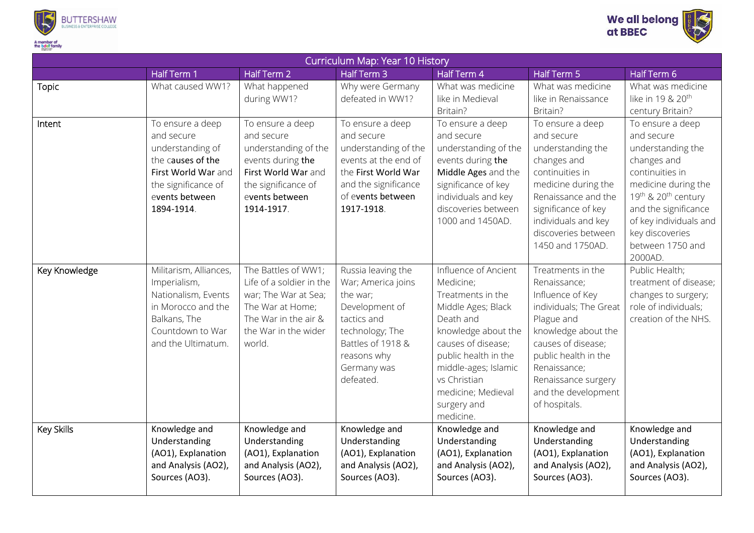BUTTERSHAW BUSINESS & ENTERPRISE COLLEGE

A member of the bdat family

**We all belong at BBEC**

| Curriculum Map: Year 10 History | | | | | | |
|---|---|---|---|---|---|---|
| | Half Term 1 | Half Term 2 | Half Term 3 | Half Term 4 | Half Term 5 | Half Term 6 |
| Topic | What caused WW1? | What happened during WW1? | Why were Germany defeated in WW1? | What was medicine like in Medieval Britain? | What was medicine like in Renaissance Britain? | What was medicine like in 19 & 20th century Britain? |
| Intent | To ensure a deep and secure understanding of the c**auses of the First World War** and the significance of e**vents between** 1894-1914. | To ensure a deep and secure understanding of the events during **the First World War** and the significance of e**vents between** 1914-1917. | To ensure a deep and secure understanding of the events at the end of the **First World War** and the significance of e**vents between** 1917-1918. | To ensure a deep and secure understanding of the events during **the Middle Ages** and the significance of key individuals and key discoveries between 1000 and 1450AD. | To ensure a deep and secure understanding the changes and continuities in medicine during the Renaissance and the significance of key individuals and key discoveries between 1450 and 1750AD. | To ensure a deep and secure understanding the changes and continuities in medicine during the 19th & 20th century and the significance of key individuals and key discoveries between 1750 and 2000AD. |
| Key Knowledge | Militarism, Alliances, Imperialism, Nationalism, Events in Morocco and the Balkans, The Countdown to War and the Ultimatum. | The Battles of WW1; Life of a soldier in the war; The War at Sea; The War at Home; The War in the air & the War in the wider world. | Russia leaving the War; America joins the war; Development of tactics and technology; The Battles of 1918 & reasons why Germany was defeated. | Influence of Ancient Medicine; Treatments in the Middle Ages; Black Death and knowledge about the causes of disease; public health in the middle-ages; Islamic vs Christian medicine; Medieval surgery and medicine. | Treatments in the Renaissance; Influence of Key individuals; The Great Plague and knowledge about the causes of disease; public health in the Renaissance; Renaissance surgery and the development of hospitals. | Public Health; treatment of disease; changes to surgery; role of individuals; creation of the NHS. |
| Key Skills | Knowledge and Understanding (AO1), Explanation and Analysis (AO2), Sources (AO3). | Knowledge and Understanding (AO1), Explanation and Analysis (AO2), Sources (AO3). | Knowledge and Understanding (AO1), Explanation and Analysis (AO2), Sources (AO3). | Knowledge and Understanding (AO1), Explanation and Analysis (AO2), Sources (AO3). | Knowledge and Understanding (AO1), Explanation and Analysis (AO2), Sources (AO3). | Knowledge and Understanding (AO1), Explanation and Analysis (AO2), Sources (AO3). |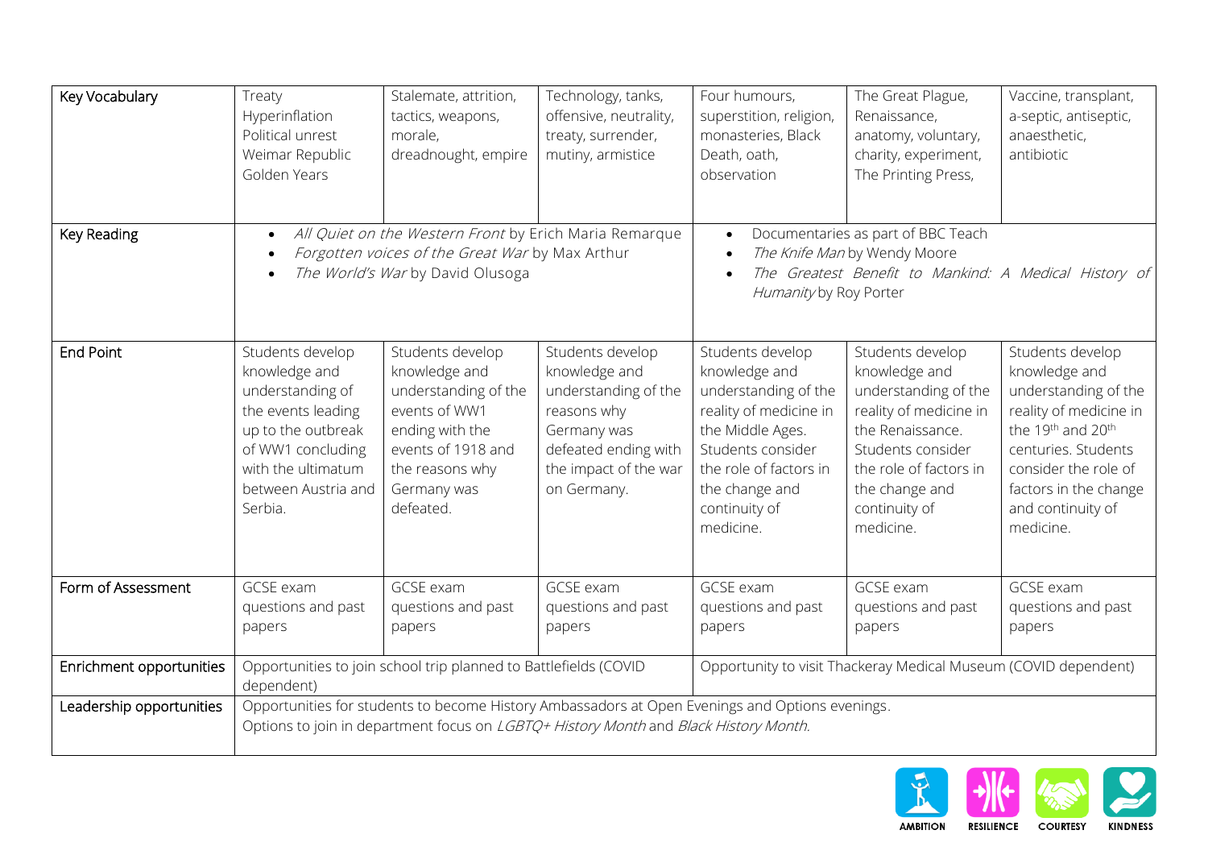| | | | | | | |
|---|---|---|---|---|---|---|
| Key Vocabulary | Treaty<br>Hyperinflation<br>Political unrest<br>Weimar Republic<br>Golden Years | Stalemate, attrition, tactics, weapons, morale, dreadnought, empire | Technology, tanks, offensive, neutrality, treaty, surrender, mutiny, armistice | Four humours, superstition, religion, monasteries, Black Death, oath, observation | The Great Plague, Renaissance, anatomy, voluntary, charity, experiment, The Printing Press, | Vaccine, transplant, a-septic, antiseptic, anaesthetic, antibiotic |
| Key Reading | • *All Quiet on the Western Front* by Erich Maria Remarque<br>• *Forgotten voices of the Great War* by Max Arthur<br>• *The World's War* by David Olusoga | | | • Documentaries as part of BBC Teach<br>• *The Knife Man* by Wendy Moore<br>• *The Greatest Benefit to Mankind: A Medical History of Humanity* by Roy Porter | | |
| End Point | Students develop knowledge and understanding of the events leading up to the outbreak of WW1 concluding with the ultimatum between Austria and Serbia. | Students develop knowledge and understanding of the events of WW1 ending with the events of 1918 and the reasons why Germany was defeated. | Students develop knowledge and understanding of the reasons why Germany was defeated ending with the impact of the war on Germany. | Students develop knowledge and understanding of the reality of medicine in the Middle Ages. Students consider the role of factors in the change and continuity of medicine. | Students develop knowledge and understanding of the reality of medicine in the Renaissance. Students consider the role of factors in the change and continuity of medicine. | Students develop knowledge and understanding of the reality of medicine in the 19th and 20th centuries. Students consider the role of factors in the change and continuity of medicine. |
| Form of Assessment | GCSE exam questions and past papers | GCSE exam questions and past papers | GCSE exam questions and past papers | GCSE exam questions and past papers | GCSE exam questions and past papers | GCSE exam questions and past papers |
| Enrichment opportunities | Opportunities to join school trip planned to Battlefields (COVID dependent) | | | Opportunity to visit Thackeray Medical Museum (COVID dependent) | | |
| Leadership opportunities | Opportunities for students to become History Ambassadors at Open Evenings and Options evenings.<br>Options to join in department focus on *LGBTQ+ History Month* and *Black History Month*. | | | | | |

AMBITION RESILIENCE COURTESY KINDNESS